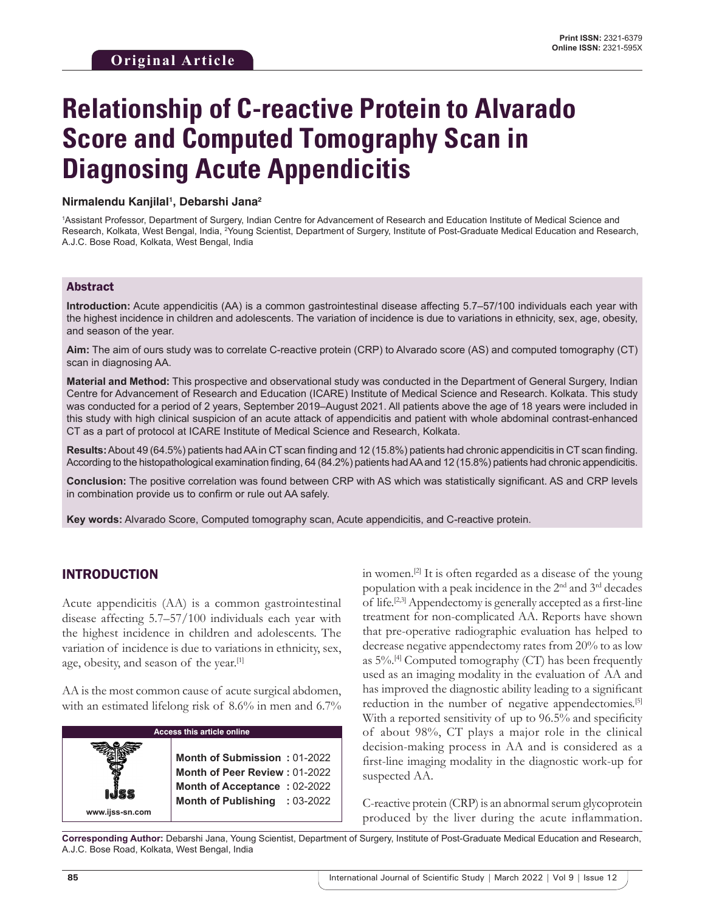Original Article

# Relationship of C-reactive Protein to Alvarado Score and Computed Tomography Scan in Diagnosing Acute Appendicitis

**Nirmalendu Kanjilal[1], Debarshi Jana[2]**

[1]Assistant Professor, Department of Surgery, Indian Centre for Advancement of Research and Education Institute of Medical Science and Research, Kolkata, West Bengal, India, [2]Young Scientist, Department of Surgery, Institute of Post-Graduate Medical Education and Research, A.J.C. Bose Road, Kolkata, West Bengal, India

## Abstract

**Introduction:** Acute appendicitis (AA) is a common gastrointestinal disease affecting 5.7–57/100 individuals each year with the highest incidence in children and adolescents. The variation of incidence is due to variations in ethnicity, sex, age, obesity, and season of the year.

**Aim:** The aim of ours study was to correlate C-reactive protein (CRP) to Alvarado score (AS) and computed tomography (CT) scan in diagnosing AA.

**Material and Method:** This prospective and observational study was conducted in the Department of General Surgery, Indian Centre for Advancement of Research and Education (ICARE) Institute of Medical Science and Research. Kolkata. This study was conducted for a period of 2 years, September 2019–August 2021. All patients above the age of 18 years were included in this study with high clinical suspicion of an acute attack of appendicitis and patient with whole abdominal contrast-enhanced CT as a part of protocol at ICARE Institute of Medical Science and Research, Kolkata.

**Results:** About 49 (64.5%) patients had AA in CT scan finding and 12 (15.8%) patients had chronic appendicitis in CT scan finding. According to the histopathological examination finding, 64 (84.2%) patients had AA and 12 (15.8%) patients had chronic appendicitis.

**Conclusion:** The positive correlation was found between CRP with AS which was statistically significant. AS and CRP levels in combination provide us to confirm or rule out AA safely.

**Key words:** Alvarado Score, Computed tomography scan, Acute appendicitis, and C-reactive protein.

## INTRODUCTION

Acute appendicitis (AA) is a common gastrointestinal disease affecting 5.7–57/100 individuals each year with the highest incidence in children and adolescents. The variation of incidence is due to variations in ethnicity, sex, age, obesity, and season of the year.[1]

AA is the most common cause of acute surgical abdomen, with an estimated lifelong risk of 8.6% in men and 6.7% in women.[2] It is often regarded as a disease of the young population with a peak incidence in the 2nd and 3rd decades of life.[2,3] Appendectomy is generally accepted as a first-line treatment for non-complicated AA. Reports have shown that pre-operative radiographic evaluation has helped to decrease negative appendectomy rates from 20% to as low as 5%.[4] Computed tomography (CT) has been frequently used as an imaging modality in the evaluation of AA and has improved the diagnostic ability leading to a significant reduction in the number of negative appendectomies.[5] With a reported sensitivity of up to 96.5% and specificity of about 98%, CT plays a major role in the clinical decision-making process in AA and is considered as a first-line imaging modality in the diagnostic work-up for suspected AA.

C-reactive protein (CRP) is an abnormal serum glycoprotein produced by the liver during the acute inflammation.

| Access this article online | |
|---|---|
| www.ijss-sn.com | **Month of Submission :** 01-2022<br>**Month of Peer Review :** 01-2022<br>**Month of Acceptance :** 02-2022<br>**Month of Publishing :** 03-2022 |

**Corresponding Author:** Debarshi Jana, Young Scientist, Department of Surgery, Institute of Post-Graduate Medical Education and Research, A.J.C. Bose Road, Kolkata, West Bengal, India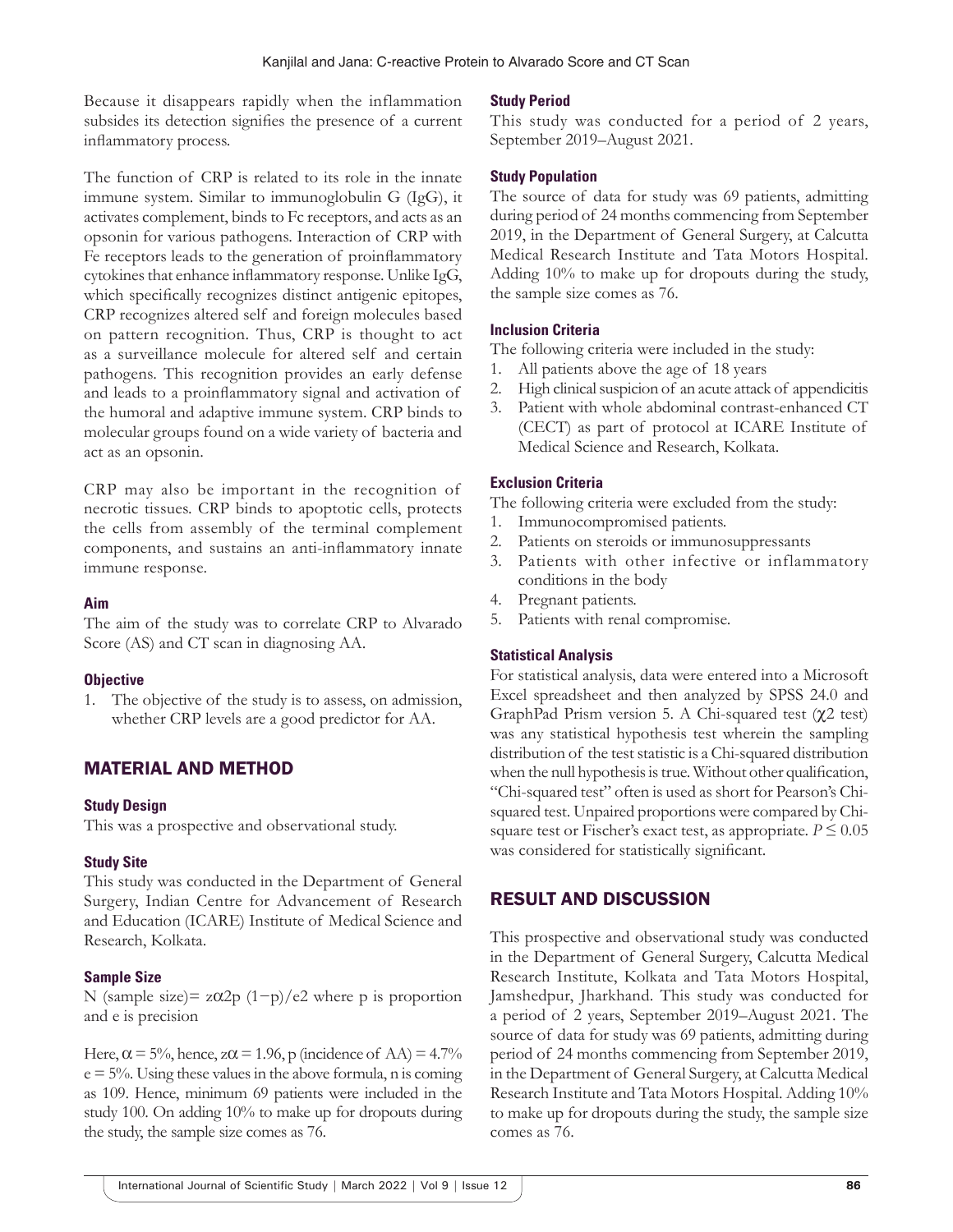Because it disappears rapidly when the inflammation subsides its detection signifies the presence of a current inflammatory process.

The function of CRP is related to its role in the innate immune system. Similar to immunoglobulin G (IgG), it activates complement, binds to Fc receptors, and acts as an opsonin for various pathogens. Interaction of CRP with Fe receptors leads to the generation of proinflammatory cytokines that enhance inflammatory response. Unlike IgG, which specifically recognizes distinct antigenic epitopes, CRP recognizes altered self and foreign molecules based on pattern recognition. Thus, CRP is thought to act as a surveillance molecule for altered self and certain pathogens. This recognition provides an early defense and leads to a proinflammatory signal and activation of the humoral and adaptive immune system. CRP binds to molecular groups found on a wide variety of bacteria and act as an opsonin.

CRP may also be important in the recognition of necrotic tissues. CRP binds to apoptotic cells, protects the cells from assembly of the terminal complement components, and sustains an anti-inflammatory innate immune response.

### Aim

The aim of the study was to correlate CRP to Alvarado Score (AS) and CT scan in diagnosing AA.

### Objective

1. The objective of the study is to assess, on admission, whether CRP levels are a good predictor for AA.

## MATERIAL AND METHOD

### Study Design

This was a prospective and observational study.

### Study Site

This study was conducted in the Department of General Surgery, Indian Centre for Advancement of Research and Education (ICARE) Institute of Medical Science and Research, Kolkata.

### Sample Size

N (sample size)= $z\alpha 2p\ (1-p)/e2$ where p is proportion and e is precision

Here, $\alpha = 5\%$, hence, $z\alpha = 1.96$, p (incidence of AA) = 4.7% e = 5%. Using these values in the above formula, n is coming as 109. Hence, minimum 69 patients were included in the study 100. On adding 10% to make up for dropouts during the study, the sample size comes as 76.

### Study Period

This study was conducted for a period of 2 years, September 2019–August 2021.

### Study Population

The source of data for study was 69 patients, admitting during period of 24 months commencing from September 2019, in the Department of General Surgery, at Calcutta Medical Research Institute and Tata Motors Hospital. Adding 10% to make up for dropouts during the study, the sample size comes as 76.

### Inclusion Criteria

The following criteria were included in the study:

1. All patients above the age of 18 years
2. High clinical suspicion of an acute attack of appendicitis
3. Patient with whole abdominal contrast-enhanced CT (CECT) as part of protocol at ICARE Institute of Medical Science and Research, Kolkata.

### Exclusion Criteria

The following criteria were excluded from the study:

1. Immunocompromised patients.
2. Patients on steroids or immunosuppressants
3. Patients with other infective or inflammatory conditions in the body
4. Pregnant patients.
5. Patients with renal compromise.

### Statistical Analysis

For statistical analysis, data were entered into a Microsoft Excel spreadsheet and then analyzed by SPSS 24.0 and GraphPad Prism version 5. A Chi-squared test ($\chi 2$ test) was any statistical hypothesis test wherein the sampling distribution of the test statistic is a Chi-squared distribution when the null hypothesis is true. Without other qualification, "Chi-squared test" often is used as short for Pearson's Chi-squared test. Unpaired proportions were compared by Chi-square test or Fischer's exact test, as appropriate. $P \leq 0.05$ was considered for statistically significant.

## RESULT AND DISCUSSION

This prospective and observational study was conducted in the Department of General Surgery, Calcutta Medical Research Institute, Kolkata and Tata Motors Hospital, Jamshedpur, Jharkhand. This study was conducted for a period of 2 years, September 2019–August 2021. The source of data for study was 69 patients, admitting during period of 24 months commencing from September 2019, in the Department of General Surgery, at Calcutta Medical Research Institute and Tata Motors Hospital. Adding 10% to make up for dropouts during the study, the sample size comes as 76.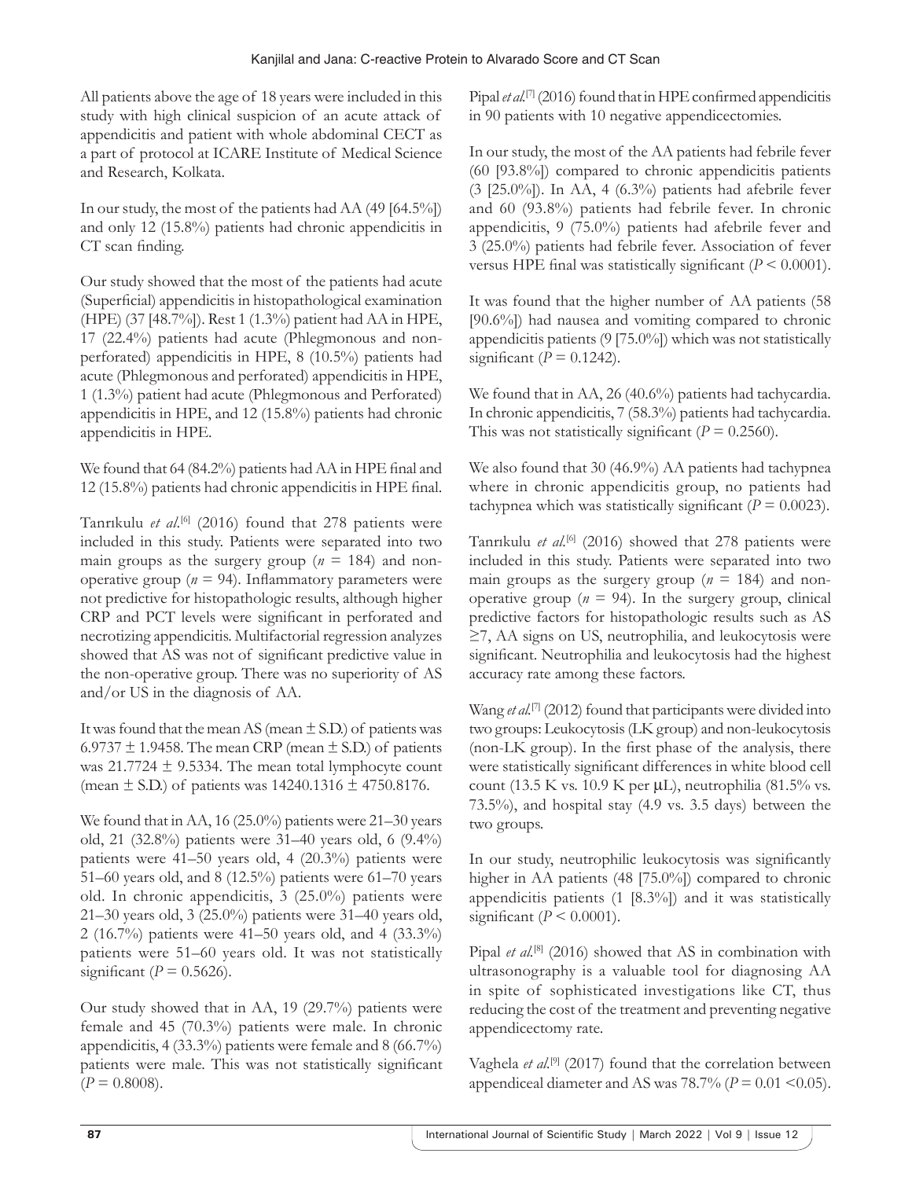All patients above the age of 18 years were included in this study with high clinical suspicion of an acute attack of appendicitis and patient with whole abdominal CECT as a part of protocol at ICARE Institute of Medical Science and Research, Kolkata.

In our study, the most of the patients had AA (49 [64.5%]) and only 12 (15.8%) patients had chronic appendicitis in CT scan finding.

Our study showed that the most of the patients had acute (Superficial) appendicitis in histopathological examination (HPE) (37 [48.7%]). Rest 1 (1.3%) patient had AA in HPE, 17 (22.4%) patients had acute (Phlegmonous and non-perforated) appendicitis in HPE, 8 (10.5%) patients had acute (Phlegmonous and perforated) appendicitis in HPE, 1 (1.3%) patient had acute (Phlegmonous and Perforated) appendicitis in HPE, and 12 (15.8%) patients had chronic appendicitis in HPE.

We found that 64 (84.2%) patients had AA in HPE final and 12 (15.8%) patients had chronic appendicitis in HPE final.

Tanrıkulu *et al.*[6] (2016) found that 278 patients were included in this study. Patients were separated into two main groups as the surgery group ($n$ = 184) and non-operative group ($n$ = 94). Inflammatory parameters were not predictive for histopathologic results, although higher CRP and PCT levels were significant in perforated and necrotizing appendicitis. Multifactorial regression analyzes showed that AS was not of significant predictive value in the non-operative group. There was no superiority of AS and/or US in the diagnosis of AA.

It was found that the mean AS (mean ± S.D.) of patients was 6.9737 ± 1.9458. The mean CRP (mean ± S.D.) of patients was 21.7724 ± 9.5334. The mean total lymphocyte count (mean ± S.D.) of patients was 14240.1316 ± 4750.8176.

We found that in AA, 16 (25.0%) patients were 21–30 years old, 21 (32.8%) patients were 31–40 years old, 6 (9.4%) patients were 41–50 years old, 4 (20.3%) patients were 51–60 years old, and 8 (12.5%) patients were 61–70 years old. In chronic appendicitis, 3 (25.0%) patients were 21–30 years old, 3 (25.0%) patients were 31–40 years old, 2 (16.7%) patients were 41–50 years old, and 4 (33.3%) patients were 51–60 years old. It was not statistically significant ($P$ = 0.5626).

Our study showed that in AA, 19 (29.7%) patients were female and 45 (70.3%) patients were male. In chronic appendicitis, 4 (33.3%) patients were female and 8 (66.7%) patients were male. This was not statistically significant ($P$ = 0.8008).

Pipal *et al.*[7] (2016) found that in HPE confirmed appendicitis in 90 patients with 10 negative appendicectomies.

In our study, the most of the AA patients had febrile fever (60 [93.8%]) compared to chronic appendicitis patients (3 [25.0%]). In AA, 4 (6.3%) patients had afebrile fever and 60 (93.8%) patients had febrile fever. In chronic appendicitis, 9 (75.0%) patients had afebrile fever and 3 (25.0%) patients had febrile fever. Association of fever versus HPE final was statistically significant ($P$ < 0.0001).

It was found that the higher number of AA patients (58 [90.6%]) had nausea and vomiting compared to chronic appendicitis patients (9 [75.0%]) which was not statistically significant ($P$ = 0.1242).

We found that in AA, 26 (40.6%) patients had tachycardia. In chronic appendicitis, 7 (58.3%) patients had tachycardia. This was not statistically significant ($P$ = 0.2560).

We also found that 30 (46.9%) AA patients had tachypnea where in chronic appendicitis group, no patients had tachypnea which was statistically significant ($P$ = 0.0023).

Tanrıkulu *et al.*[6] (2016) showed that 278 patients were included in this study. Patients were separated into two main groups as the surgery group ($n$ = 184) and non-operative group ($n$ = 94). In the surgery group, clinical predictive factors for histopathologic results such as AS ≥7, AA signs on US, neutrophilia, and leukocytosis were significant. Neutrophilia and leukocytosis had the highest accuracy rate among these factors.

Wang *et al.*[7] (2012) found that participants were divided into two groups: Leukocytosis (LK group) and non-leukocytosis (non-LK group). In the first phase of the analysis, there were statistically significant differences in white blood cell count (13.5 K vs. 10.9 K per μL), neutrophilia (81.5% vs. 73.5%), and hospital stay (4.9 vs. 3.5 days) between the two groups.

In our study, neutrophilic leukocytosis was significantly higher in AA patients (48 [75.0%]) compared to chronic appendicitis patients (1 [8.3%]) and it was statistically significant ($P$ < 0.0001).

Pipal *et al.*[8] (2016) showed that AS in combination with ultrasonography is a valuable tool for diagnosing AA in spite of sophisticated investigations like CT, thus reducing the cost of the treatment and preventing negative appendicectomy rate.

Vaghela *et al.*[9] (2017) found that the correlation between appendiceal diameter and AS was 78.7% ($P$ = 0.01 <0.05).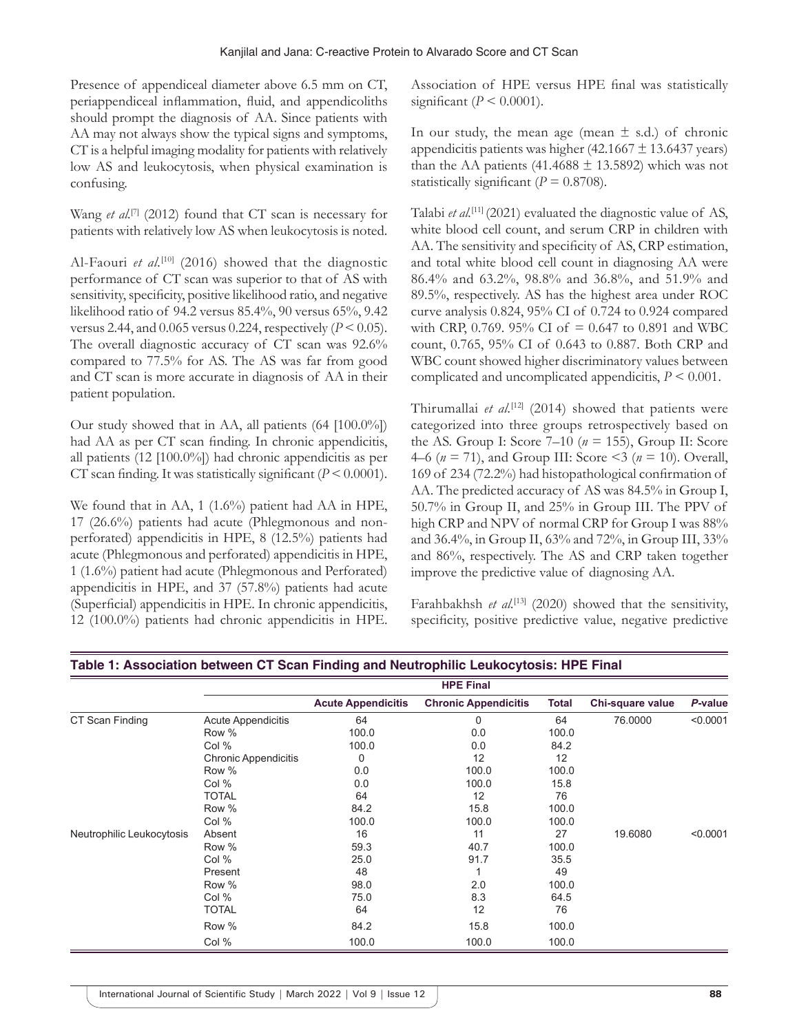Presence of appendiceal diameter above 6.5 mm on CT, periappendiceal inflammation, fluid, and appendicoliths should prompt the diagnosis of AA. Since patients with AA may not always show the typical signs and symptoms, CT is a helpful imaging modality for patients with relatively low AS and leukocytosis, when physical examination is confusing.

Wang *et al*.[7] (2012) found that CT scan is necessary for patients with relatively low AS when leukocytosis is noted.

Al-Faouri *et al*.[10] (2016) showed that the diagnostic performance of CT scan was superior to that of AS with sensitivity, specificity, positive likelihood ratio, and negative likelihood ratio of 94.2 versus 85.4%, 90 versus 65%, 9.42 versus 2.44, and 0.065 versus 0.224, respectively ($P < 0.05$). The overall diagnostic accuracy of CT scan was 92.6% compared to 77.5% for AS. The AS was far from good and CT scan is more accurate in diagnosis of AA in their patient population.

Our study showed that in AA, all patients (64 [100.0%]) had AA as per CT scan finding. In chronic appendicitis, all patients (12 [100.0%]) had chronic appendicitis as per CT scan finding. It was statistically significant ($P < 0.0001$).

We found that in AA, 1 (1.6%) patient had AA in HPE, 17 (26.6%) patients had acute (Phlegmonous and non-perforated) appendicitis in HPE, 8 (12.5%) patients had acute (Phlegmonous and perforated) appendicitis in HPE, 1 (1.6%) patient had acute (Phlegmonous and Perforated) appendicitis in HPE, and 37 (57.8%) patients had acute (Superficial) appendicitis in HPE. In chronic appendicitis, 12 (100.0%) patients had chronic appendicitis in HPE. Association of HPE versus HPE final was statistically significant ($P < 0.0001$).

In our study, the mean age (mean $\pm$ s.d.) of chronic appendicitis patients was higher (42.1667 $\pm$ 13.6437 years) than the AA patients (41.4688 $\pm$ 13.5892) which was not statistically significant ($P = 0.8708$).

Talabi *et al*.[11] (2021) evaluated the diagnostic value of AS, white blood cell count, and serum CRP in children with AA. The sensitivity and specificity of AS, CRP estimation, and total white blood cell count in diagnosing AA were 86.4% and 63.2%, 98.8% and 36.8%, and 51.9% and 89.5%, respectively. AS has the highest area under ROC curve analysis 0.824, 95% CI of 0.724 to 0.924 compared with CRP, 0.769. 95% CI of = 0.647 to 0.891 and WBC count, 0.765, 95% CI of 0.643 to 0.887. Both CRP and WBC count showed higher discriminatory values between complicated and uncomplicated appendicitis, $P < 0.001$.

Thirumallai *et al*.[12] (2014) showed that patients were categorized into three groups retrospectively based on the AS. Group I: Score 7–10 ($n = 155$), Group II: Score 4–6 ($n = 71$), and Group III: Score <3 ($n = 10$). Overall, 169 of 234 (72.2%) had histopathological confirmation of AA. The predicted accuracy of AS was 84.5% in Group I, 50.7% in Group II, and 25% in Group III. The PPV of high CRP and NPV of normal CRP for Group I was 88% and 36.4%, in Group II, 63% and 72%, in Group III, 33% and 86%, respectively. The AS and CRP taken together improve the predictive value of diagnosing AA.

Farahbakhsh *et al*.[13] (2020) showed that the sensitivity, specificity, positive predictive value, negative predictive

**Table 1: Association between CT Scan Finding and Neutrophilic Leukocytosis: HPE Final**

| | | HPE Final | | | | |
|---|---|---|---|---|---|---|
| | | **Acute Appendicitis** | **Chronic Appendicitis** | **Total** | **Chi-square value** | ***P*-value** |
| CT Scan Finding | Acute Appendicitis | 64 | 0 | 64 | 76.0000 | <0.0001 |
| | Row % | 100.0 | 0.0 | 100.0 | | |
| | Col % | 100.0 | 0.0 | 84.2 | | |
| | Chronic Appendicitis | 0 | 12 | 12 | | |
| | Row % | 0.0 | 100.0 | 100.0 | | |
| | Col % | 0.0 | 100.0 | 15.8 | | |
| | TOTAL | 64 | 12 | 76 | | |
| | Row % | 84.2 | 15.8 | 100.0 | | |
| | Col % | 100.0 | 100.0 | 100.0 | | |
| Neutrophilic Leukocytosis | Absent | 16 | 11 | 27 | 19.6080 | <0.0001 |
| | Row % | 59.3 | 40.7 | 100.0 | | |
| | Col % | 25.0 | 91.7 | 35.5 | | |
| | Present | 48 | 1 | 49 | | |
| | Row % | 98.0 | 2.0 | 100.0 | | |
| | Col % | 75.0 | 8.3 | 64.5 | | |
| | TOTAL | 64 | 12 | 76 | | |
| | Row % | 84.2 | 15.8 | 100.0 | | |
| | Col % | 100.0 | 100.0 | 100.0 | | |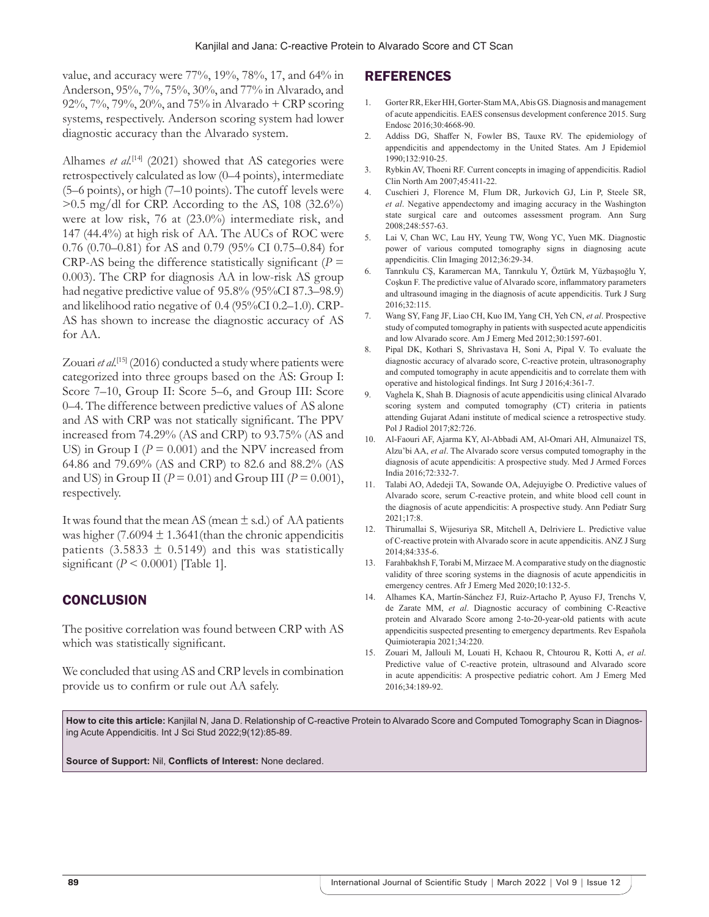value, and accuracy were 77%, 19%, 78%, 17, and 64% in Anderson, 95%, 7%, 75%, 30%, and 77% in Alvarado, and 92%, 7%, 79%, 20%, and 75% in Alvarado + CRP scoring systems, respectively. Anderson scoring system had lower diagnostic accuracy than the Alvarado system.

Alhames *et al*.[14] (2021) showed that AS categories were retrospectively calculated as low (0–4 points), intermediate (5–6 points), or high (7–10 points). The cutoff levels were >0.5 mg/dl for CRP. According to the AS, 108 (32.6%) were at low risk, 76 at (23.0%) intermediate risk, and 147 (44.4%) at high risk of AA. The AUCs of ROC were 0.76 (0.70–0.81) for AS and 0.79 (95% CI 0.75–0.84) for CRP-AS being the difference statistically significant ($P$ = 0.003). The CRP for diagnosis AA in low-risk AS group had negative predictive value of 95.8% (95%CI 87.3–98.9) and likelihood ratio negative of 0.4 (95%CI 0.2–1.0). CRP-AS has shown to increase the diagnostic accuracy of AS for AA.

Zouari *et al*.[15] (2016) conducted a study where patients were categorized into three groups based on the AS: Group I: Score 7–10, Group II: Score 5–6, and Group III: Score 0–4. The difference between predictive values of AS alone and AS with CRP was not statically significant. The PPV increased from 74.29% (AS and CRP) to 93.75% (AS and US) in Group I ($P$ = 0.001) and the NPV increased from 64.86 and 79.69% (AS and CRP) to 82.6 and 88.2% (AS and US) in Group II ($P$ = 0.01) and Group III ($P$ = 0.001), respectively.

It was found that the mean AS (mean ± s.d.) of AA patients was higher (7.6094 ± 1.3641(than the chronic appendicitis patients (3.5833 ± 0.5149) and this was statistically significant ($P$ < 0.0001) [Table 1].

## CONCLUSION

The positive correlation was found between CRP with AS which was statistically significant.

We concluded that using AS and CRP levels in combination provide us to confirm or rule out AA safely.

## REFERENCES

1. Gorter RR, Eker HH, Gorter-Stam MA, Abis GS. Diagnosis and management of acute appendicitis. EAES consensus development conference 2015. Surg Endosc 2016;30:4668-90.
2. Addiss DG, Shaffer N, Fowler BS, Tauxe RV. The epidemiology of appendicitis and appendectomy in the United States. Am J Epidemiol 1990;132:910-25.
3. Rybkin AV, Thoeni RF. Current concepts in imaging of appendicitis. Radiol Clin North Am 2007;45:411-22.
4. Cuschieri J, Florence M, Flum DR, Jurkovich GJ, Lin P, Steele SR, *et al*. Negative appendectomy and imaging accuracy in the Washington state surgical care and outcomes assessment program. Ann Surg 2008;248:557-63.
5. Lai V, Chan WC, Lau HY, Yeung TW, Wong YC, Yuen MK. Diagnostic power of various computed tomography signs in diagnosing acute appendicitis. Clin Imaging 2012;36:29-34.
6. Tanrıkulu CŞ, Karamercan MA, Tanrıkulu Y, Öztürk M, Yüzbaşıoğlu Y, Coşkun F. The predictive value of Alvarado score, inflammatory parameters and ultrasound imaging in the diagnosis of acute appendicitis. Turk J Surg 2016;32:115.
7. Wang SY, Fang JF, Liao CH, Kuo IM, Yang CH, Yeh CN, *et al*. Prospective study of computed tomography in patients with suspected acute appendicitis and low Alvarado score. Am J Emerg Med 2012;30:1597-601.
8. Pipal DK, Kothari S, Shrivastava H, Soni A, Pipal V. To evaluate the diagnostic accuracy of alvarado score, C-reactive protein, ultrasonography and computed tomography in acute appendicitis and to correlate them with operative and histological findings. Int Surg J 2016;4:361-7.
9. Vaghela K, Shah B. Diagnosis of acute appendicitis using clinical Alvarado scoring system and computed tomography (CT) criteria in patients attending Gujarat Adani institute of medical science a retrospective study. Pol J Radiol 2017;82:726.
10. Al-Faouri AF, Ajarma KY, Al-Abbadi AM, Al-Omari AH, Almunaizel TS, Alzu'bi AA, *et al*. The Alvarado score versus computed tomography in the diagnosis of acute appendicitis: A prospective study. Med J Armed Forces India 2016;72:332-7.
11. Talabi AO, Adedeji TA, Sowande OA, Adejuyigbe O. Predictive values of Alvarado score, serum C-reactive protein, and white blood cell count in the diagnosis of acute appendicitis: A prospective study. Ann Pediatr Surg 2021;17:8.
12. Thirumallai S, Wijesuriya SR, Mitchell A, Delriviere L. Predictive value of C-reactive protein with Alvarado score in acute appendicitis. ANZ J Surg 2014;84:335-6.
13. Farahbakhsh F, Torabi M, Mirzaee M. A comparative study on the diagnostic validity of three scoring systems in the diagnosis of acute appendicitis in emergency centres. Afr J Emerg Med 2020;10:132-5.
14. Alhames KA, Martín-Sánchez FJ, Ruiz-Artacho P, Ayuso FJ, Trenchs V, de Zarate MM, *et al*. Diagnostic accuracy of combining C-Reactive protein and Alvarado Score among 2-to-20-year-old patients with acute appendicitis suspected presenting to emergency departments. Rev Española Quimioterapia 2021;34:220.
15. Zouari M, Jallouli M, Louati H, Kchaou R, Chtourou R, Kotti A, *et al*. Predictive value of C-reactive protein, ultrasound and Alvarado score in acute appendicitis: A prospective pediatric cohort. Am J Emerg Med 2016;34:189-92.

**How to cite this article:** Kanjilal N, Jana D. Relationship of C-reactive Protein to Alvarado Score and Computed Tomography Scan in Diagnosing Acute Appendicitis. Int J Sci Stud 2022;9(12):85-89.

**Source of Support:** Nil, **Conflicts of Interest:** None declared.